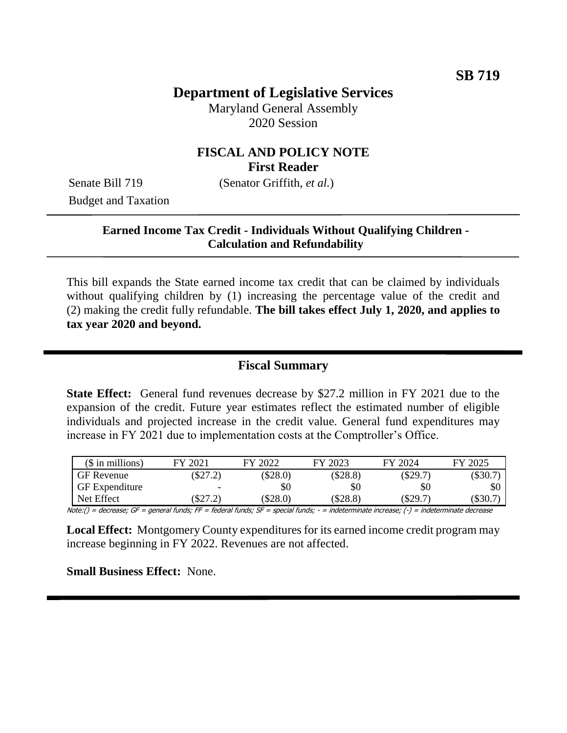**SB 719**

# Department of Legislative Services

Maryland General Assembly
2020 Session

## FISCAL AND POLICY NOTE
**First Reader**

Senate Bill 719 (Senator Griffith, *et al.*)
Budget and Taxation

**Earned Income Tax Credit - Individuals Without Qualifying Children - Calculation and Refundability**

This bill expands the State earned income tax credit that can be claimed by individuals without qualifying children by (1) increasing the percentage value of the credit and (2) making the credit fully refundable. **The bill takes effect July 1, 2020, and applies to tax year 2020 and beyond.**

## Fiscal Summary

**State Effect:** General fund revenues decrease by $27.2 million in FY 2021 due to the expansion of the credit. Future year estimates reflect the estimated number of eligible individuals and projected increase in the credit value. General fund expenditures may increase in FY 2021 due to implementation costs at the Comptroller's Office.

| ($ in millions) | FY 2021 | FY 2022 | FY 2023 | FY 2024 | FY 2025 |
|---|---|---|---|---|---|
| GF Revenue | ($27.2) | ($28.0) | ($28.8) | ($29.7) | ($30.7) |
| GF Expenditure | - | $0 | $0 | $0 | $0 |
| Net Effect | ($27.2) | ($28.0) | ($28.8) | ($29.7) | ($30.7) |

Note:() = decrease; GF = general funds; FF = federal funds; SF = special funds; - = indeterminate increase; (-) = indeterminate decrease

**Local Effect:** Montgomery County expenditures for its earned income credit program may increase beginning in FY 2022. Revenues are not affected.

**Small Business Effect:** None.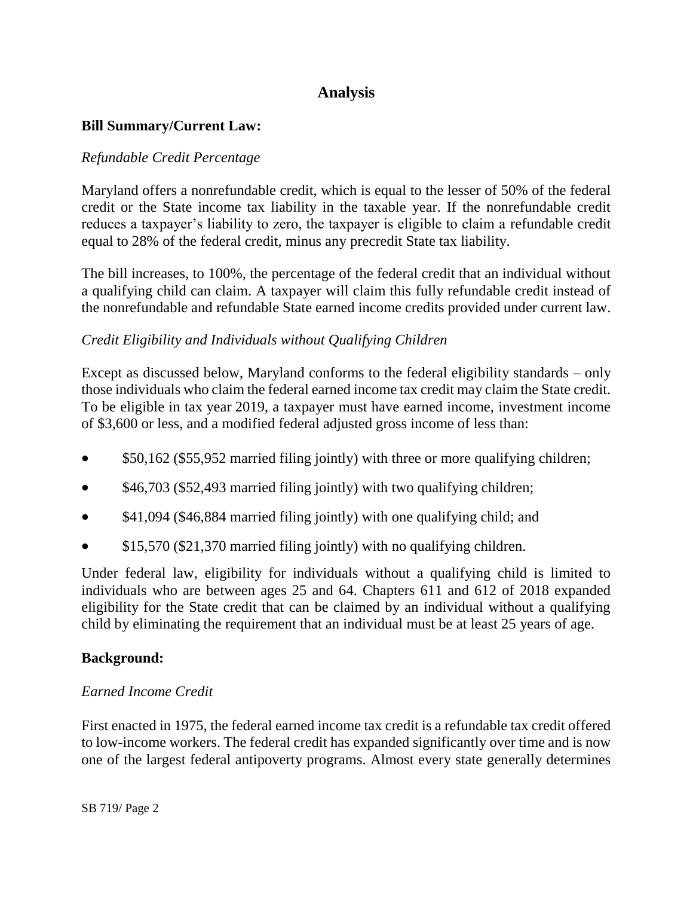# Analysis

## Bill Summary/Current Law:

*Refundable Credit Percentage*

Maryland offers a nonrefundable credit, which is equal to the lesser of 50% of the federal credit or the State income tax liability in the taxable year. If the nonrefundable credit reduces a taxpayer's liability to zero, the taxpayer is eligible to claim a refundable credit equal to 28% of the federal credit, minus any precredit State tax liability.

The bill increases, to 100%, the percentage of the federal credit that an individual without a qualifying child can claim. A taxpayer will claim this fully refundable credit instead of the nonrefundable and refundable State earned income credits provided under current law.

*Credit Eligibility and Individuals without Qualifying Children*

Except as discussed below, Maryland conforms to the federal eligibility standards – only those individuals who claim the federal earned income tax credit may claim the State credit. To be eligible in tax year 2019, a taxpayer must have earned income, investment income of $3,600 or less, and a modified federal adjusted gross income of less than:

- $50,162 ($55,952 married filing jointly) with three or more qualifying children;
- $46,703 ($52,493 married filing jointly) with two qualifying children;
- $41,094 ($46,884 married filing jointly) with one qualifying child; and
- $15,570 ($21,370 married filing jointly) with no qualifying children.

Under federal law, eligibility for individuals without a qualifying child is limited to individuals who are between ages 25 and 64. Chapters 611 and 612 of 2018 expanded eligibility for the State credit that can be claimed by an individual without a qualifying child by eliminating the requirement that an individual must be at least 25 years of age.

## Background:

*Earned Income Credit*

First enacted in 1975, the federal earned income tax credit is a refundable tax credit offered to low-income workers. The federal credit has expanded significantly over time and is now one of the largest federal antipoverty programs. Almost every state generally determines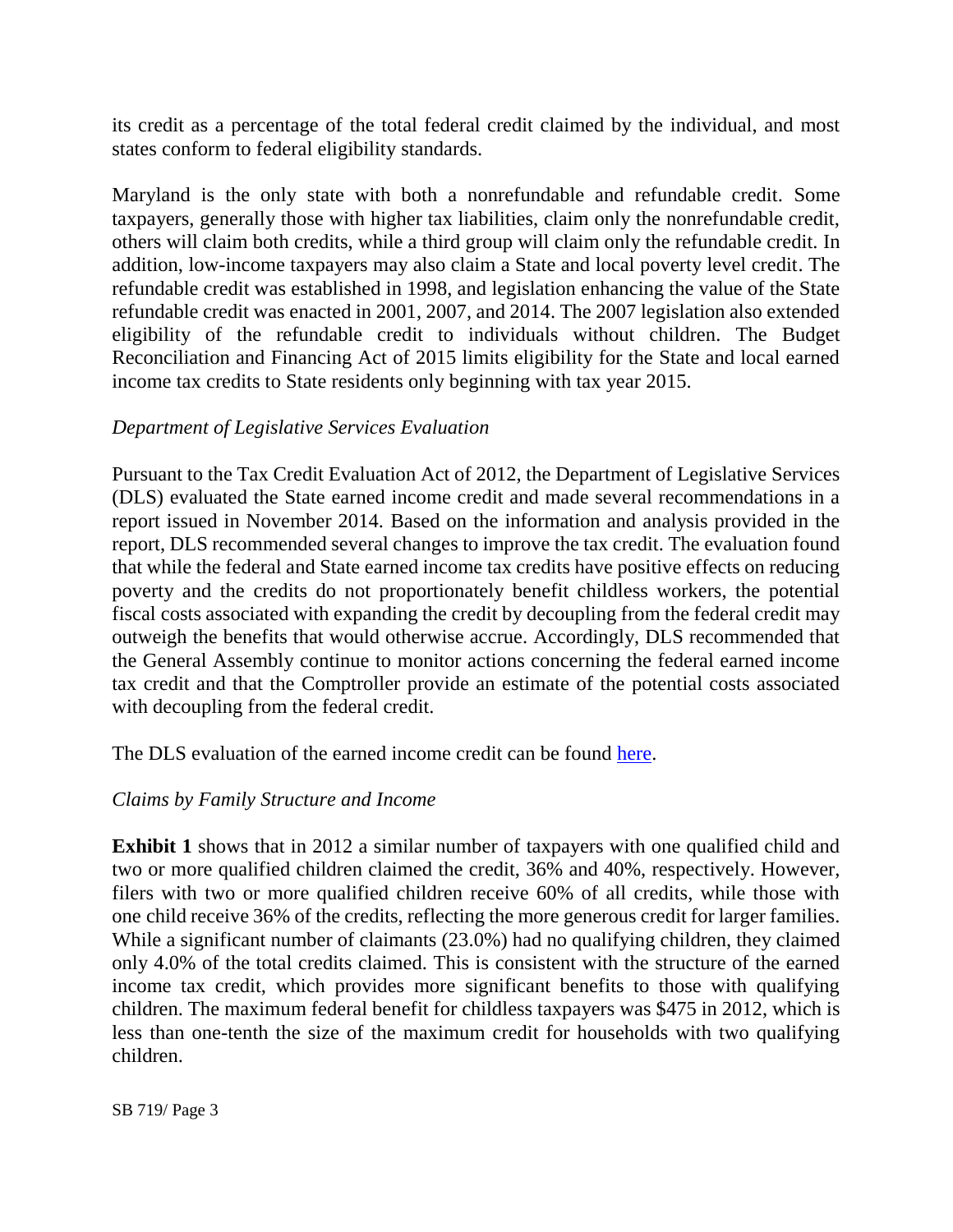its credit as a percentage of the total federal credit claimed by the individual, and most states conform to federal eligibility standards.

Maryland is the only state with both a nonrefundable and refundable credit. Some taxpayers, generally those with higher tax liabilities, claim only the nonrefundable credit, others will claim both credits, while a third group will claim only the refundable credit. In addition, low-income taxpayers may also claim a State and local poverty level credit. The refundable credit was established in 1998, and legislation enhancing the value of the State refundable credit was enacted in 2001, 2007, and 2014. The 2007 legislation also extended eligibility of the refundable credit to individuals without children. The Budget Reconciliation and Financing Act of 2015 limits eligibility for the State and local earned income tax credits to State residents only beginning with tax year 2015.

*Department of Legislative Services Evaluation*

Pursuant to the Tax Credit Evaluation Act of 2012, the Department of Legislative Services (DLS) evaluated the State earned income credit and made several recommendations in a report issued in November 2014. Based on the information and analysis provided in the report, DLS recommended several changes to improve the tax credit. The evaluation found that while the federal and State earned income tax credits have positive effects on reducing poverty and the credits do not proportionately benefit childless workers, the potential fiscal costs associated with expanding the credit by decoupling from the federal credit may outweigh the benefits that would otherwise accrue. Accordingly, DLS recommended that the General Assembly continue to monitor actions concerning the federal earned income tax credit and that the Comptroller provide an estimate of the potential costs associated with decoupling from the federal credit.

The DLS evaluation of the earned income credit can be found [here](#).

*Claims by Family Structure and Income*

**Exhibit 1** shows that in 2012 a similar number of taxpayers with one qualified child and two or more qualified children claimed the credit, 36% and 40%, respectively. However, filers with two or more qualified children receive 60% of all credits, while those with one child receive 36% of the credits, reflecting the more generous credit for larger families. While a significant number of claimants (23.0%) had no qualifying children, they claimed only 4.0% of the total credits claimed. This is consistent with the structure of the earned income tax credit, which provides more significant benefits to those with qualifying children. The maximum federal benefit for childless taxpayers was $475 in 2012, which is less than one-tenth the size of the maximum credit for households with two qualifying children.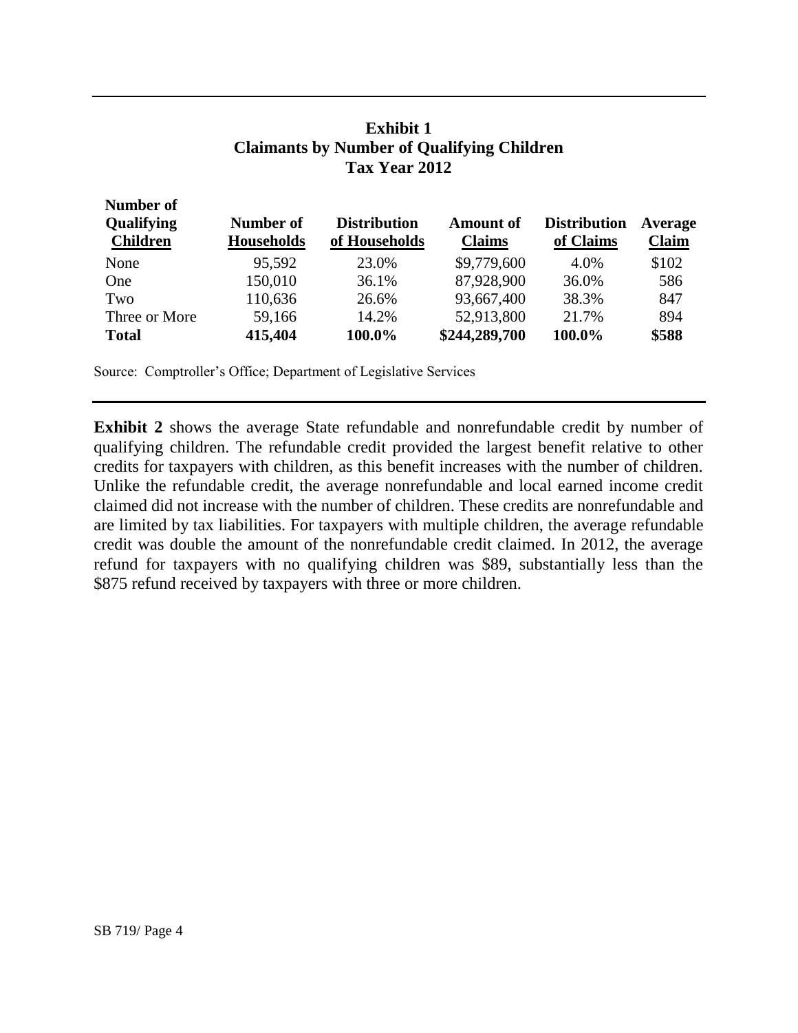**Exhibit 1**
**Claimants by Number of Qualifying Children**
**Tax Year 2012**

| Number of Qualifying Children | Number of Households | Distribution of Households | Amount of Claims | Distribution of Claims | Average Claim |
|---|---|---|---|---|---|
| None | 95,592 | 23.0% | $9,779,600 | 4.0% | $102 |
| One | 150,010 | 36.1% | 87,928,900 | 36.0% | 586 |
| Two | 110,636 | 26.6% | 93,667,400 | 38.3% | 847 |
| Three or More | 59,166 | 14.2% | 52,913,800 | 21.7% | 894 |
| **Total** | **415,404** | **100.0%** | **$244,289,700** | **100.0%** | **$588** |

Source: Comptroller's Office; Department of Legislative Services

**Exhibit 2** shows the average State refundable and nonrefundable credit by number of qualifying children. The refundable credit provided the largest benefit relative to other credits for taxpayers with children, as this benefit increases with the number of children. Unlike the refundable credit, the average nonrefundable and local earned income credit claimed did not increase with the number of children. These credits are nonrefundable and are limited by tax liabilities. For taxpayers with multiple children, the average refundable credit was double the amount of the nonrefundable credit claimed. In 2012, the average refund for taxpayers with no qualifying children was $89, substantially less than the $875 refund received by taxpayers with three or more children.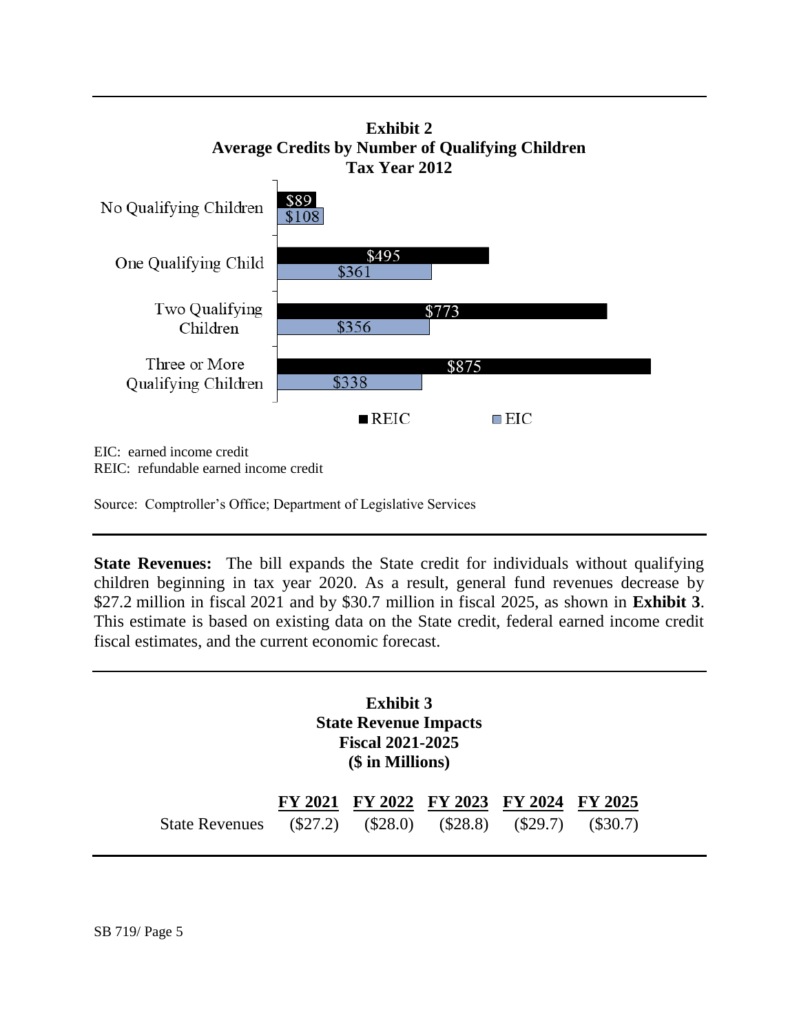**Exhibit 2**
**Average Credits by Number of Qualifying Children**
**Tax Year 2012**

| | REIC | EIC |
|---|---|---|
| No Qualifying Children | $89 | $108 |
| One Qualifying Child | $495 | $361 |
| Two Qualifying Children | $773 | $356 |
| Three or More Qualifying Children | $875 | $338 |

EIC: earned income credit
REIC: refundable earned income credit

Source: Comptroller's Office; Department of Legislative Services

**State Revenues:** The bill expands the State credit for individuals without qualifying children beginning in tax year 2020. As a result, general fund revenues decrease by $27.2 million in fiscal 2021 and by $30.7 million in fiscal 2025, as shown in **Exhibit 3**. This estimate is based on existing data on the State credit, federal earned income credit fiscal estimates, and the current economic forecast.

**Exhibit 3**
**State Revenue Impacts**
**Fiscal 2021-2025**
**($ in Millions)**

| | FY 2021 | FY 2022 | FY 2023 | FY 2024 | FY 2025 |
|---|---|---|---|---|---|
| State Revenues | ($27.2) | ($28.0) | ($28.8) | ($29.7) | ($30.7) |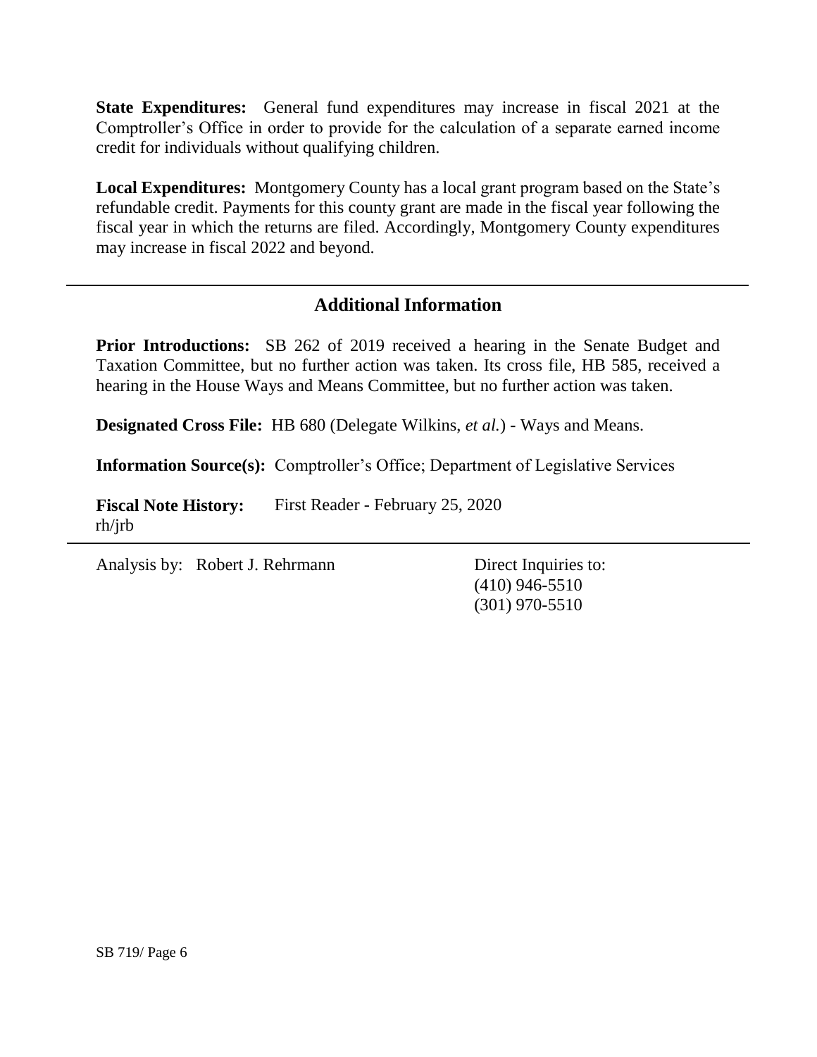**State Expenditures:** General fund expenditures may increase in fiscal 2021 at the Comptroller's Office in order to provide for the calculation of a separate earned income credit for individuals without qualifying children.

**Local Expenditures:** Montgomery County has a local grant program based on the State's refundable credit. Payments for this county grant are made in the fiscal year following the fiscal year in which the returns are filed. Accordingly, Montgomery County expenditures may increase in fiscal 2022 and beyond.

---

## Additional Information

**Prior Introductions:** SB 262 of 2019 received a hearing in the Senate Budget and Taxation Committee, but no further action was taken. Its cross file, HB 585, received a hearing in the House Ways and Means Committee, but no further action was taken.

**Designated Cross File:** HB 680 (Delegate Wilkins, *et al.*) - Ways and Means.

**Information Source(s):** Comptroller's Office; Department of Legislative Services

**Fiscal Note History:** First Reader - February 25, 2020
rh/jrb

---

Analysis by: Robert J. Rehrmann

Direct Inquiries to:
(410) 946-5510
(301) 970-5510